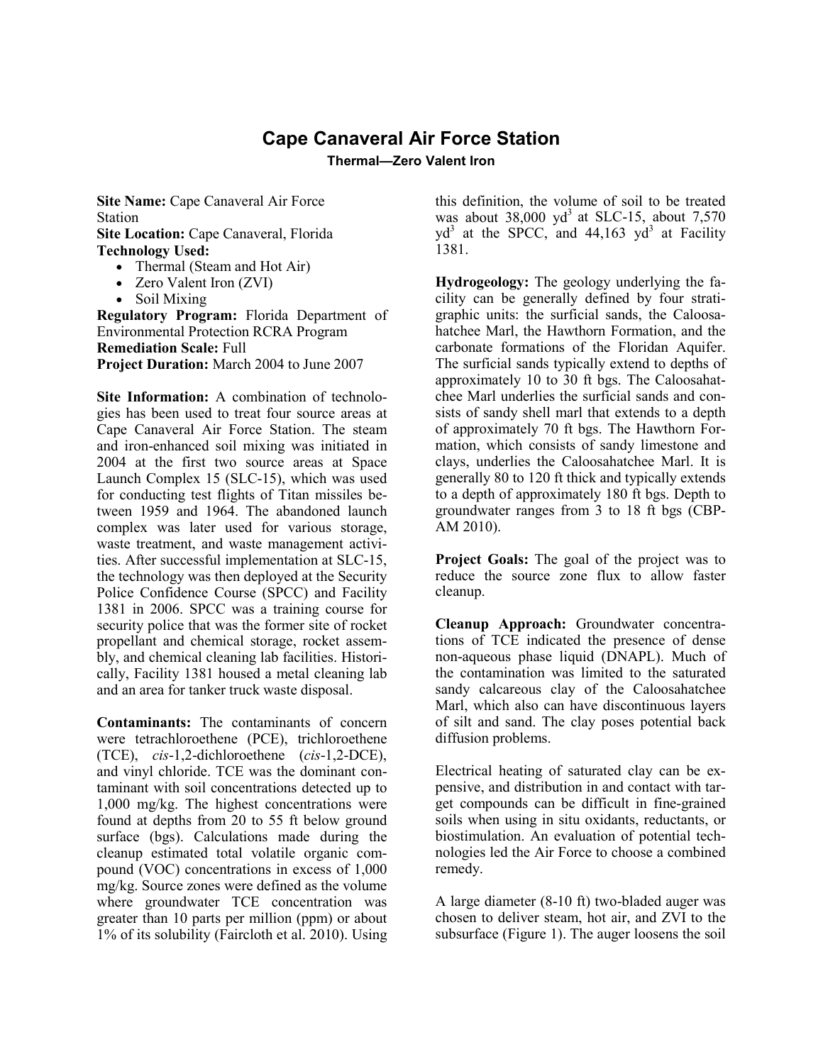# Cape Canaveral Air Force Station

**Thermal—Zero Valent Iron**

**Site Name:** Cape Canaveral Air Force Station
**Site Location:** Cape Canaveral, Florida
**Technology Used:**

- Thermal (Steam and Hot Air)
- Zero Valent Iron (ZVI)
- Soil Mixing

**Regulatory Program:** Florida Department of Environmental Protection RCRA Program
**Remediation Scale:** Full
**Project Duration:** March 2004 to June 2007

**Site Information:** A combination of technologies has been used to treat four source areas at Cape Canaveral Air Force Station. The steam and iron-enhanced soil mixing was initiated in 2004 at the first two source areas at Space Launch Complex 15 (SLC-15), which was used for conducting test flights of Titan missiles between 1959 and 1964. The abandoned launch complex was later used for various storage, waste treatment, and waste management activities. After successful implementation at SLC-15, the technology was then deployed at the Security Police Confidence Course (SPCC) and Facility 1381 in 2006. SPCC was a training course for security police that was the former site of rocket propellant and chemical storage, rocket assembly, and chemical cleaning lab facilities. Historically, Facility 1381 housed a metal cleaning lab and an area for tanker truck waste disposal.

**Contaminants:** The contaminants of concern were tetrachloroethene (PCE), trichloroethene (TCE), *cis*-1,2-dichloroethene (*cis*-1,2-DCE), and vinyl chloride. TCE was the dominant contaminant with soil concentrations detected up to 1,000 mg/kg. The highest concentrations were found at depths from 20 to 55 ft below ground surface (bgs). Calculations made during the cleanup estimated total volatile organic compound (VOC) concentrations in excess of 1,000 mg/kg. Source zones were defined as the volume where groundwater TCE concentration was greater than 10 parts per million (ppm) or about 1% of its solubility (Faircloth et al. 2010). Using this definition, the volume of soil to be treated was about 38,000 $yd^3$ at SLC-15, about 7,570 $yd^3$ at the SPCC, and 44,163 $yd^3$ at Facility 1381.

**Hydrogeology:** The geology underlying the facility can be generally defined by four stratigraphic units: the surficial sands, the Caloosahatchee Marl, the Hawthorn Formation, and the carbonate formations of the Floridan Aquifer. The surficial sands typically extend to depths of approximately 10 to 30 ft bgs. The Caloosahatchee Marl underlies the surficial sands and consists of sandy shell marl that extends to a depth of approximately 70 ft bgs. The Hawthorn Formation, which consists of sandy limestone and clays, underlies the Caloosahatchee Marl. It is generally 80 to 120 ft thick and typically extends to a depth of approximately 180 ft bgs. Depth to groundwater ranges from 3 to 18 ft bgs (CBP-AM 2010).

**Project Goals:** The goal of the project was to reduce the source zone flux to allow faster cleanup.

**Cleanup Approach:** Groundwater concentrations of TCE indicated the presence of dense non-aqueous phase liquid (DNAPL). Much of the contamination was limited to the saturated sandy calcareous clay of the Caloosahatchee Marl, which also can have discontinuous layers of silt and sand. The clay poses potential back diffusion problems.

Electrical heating of saturated clay can be expensive, and distribution in and contact with target compounds can be difficult in fine-grained soils when using in situ oxidants, reductants, or biostimulation. An evaluation of potential technologies led the Air Force to choose a combined remedy.

A large diameter (8-10 ft) two-bladed auger was chosen to deliver steam, hot air, and ZVI to the subsurface (Figure 1). The auger loosens the soil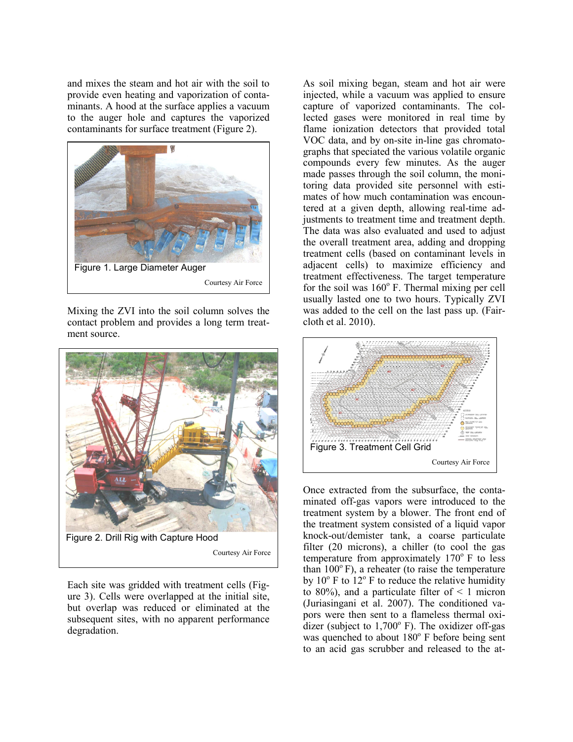and mixes the steam and hot air with the soil to provide even heating and vaporization of contaminants. A hood at the surface applies a vacuum to the auger hole and captures the vaporized contaminants for surface treatment (Figure 2).

Figure 1. Large Diameter Auger

Courtesy Air Force

Mixing the ZVI into the soil column solves the contact problem and provides a long term treatment source.

Figure 2. Drill Rig with Capture Hood

Courtesy Air Force

Each site was gridded with treatment cells (Figure 3). Cells were overlapped at the initial site, but overlap was reduced or eliminated at the subsequent sites, with no apparent performance degradation.

As soil mixing began, steam and hot air were injected, while a vacuum was applied to ensure capture of vaporized contaminants. The collected gases were monitored in real time by flame ionization detectors that provided total VOC data, and by on-site in-line gas chromatographs that speciated the various volatile organic compounds every few minutes. As the auger made passes through the soil column, the monitoring data provided site personnel with estimates of how much contamination was encountered at a given depth, allowing real-time adjustments to treatment time and treatment depth. The data was also evaluated and used to adjust the overall treatment area, adding and dropping treatment cells (based on contaminant levels in adjacent cells) to maximize efficiency and treatment effectiveness. The target temperature for the soil was 160° F. Thermal mixing per cell usually lasted one to two hours. Typically ZVI was added to the cell on the last pass up. (Faircloth et al. 2010).

Figure 3. Treatment Cell Grid

Courtesy Air Force

Once extracted from the subsurface, the contaminated off-gas vapors were introduced to the treatment system by a blower. The front end of the treatment system consisted of a liquid vapor knock-out/demister tank, a coarse particulate filter (20 microns), a chiller (to cool the gas temperature from approximately 170° F to less than 100° F), a reheater (to raise the temperature by 10° F to 12° F to reduce the relative humidity to 80%), and a particulate filter of < 1 micron (Juriasingani et al. 2007). The conditioned vapors were then sent to a flameless thermal oxidizer (subject to 1,700° F). The oxidizer off-gas was quenched to about 180° F before being sent to an acid gas scrubber and released to the at-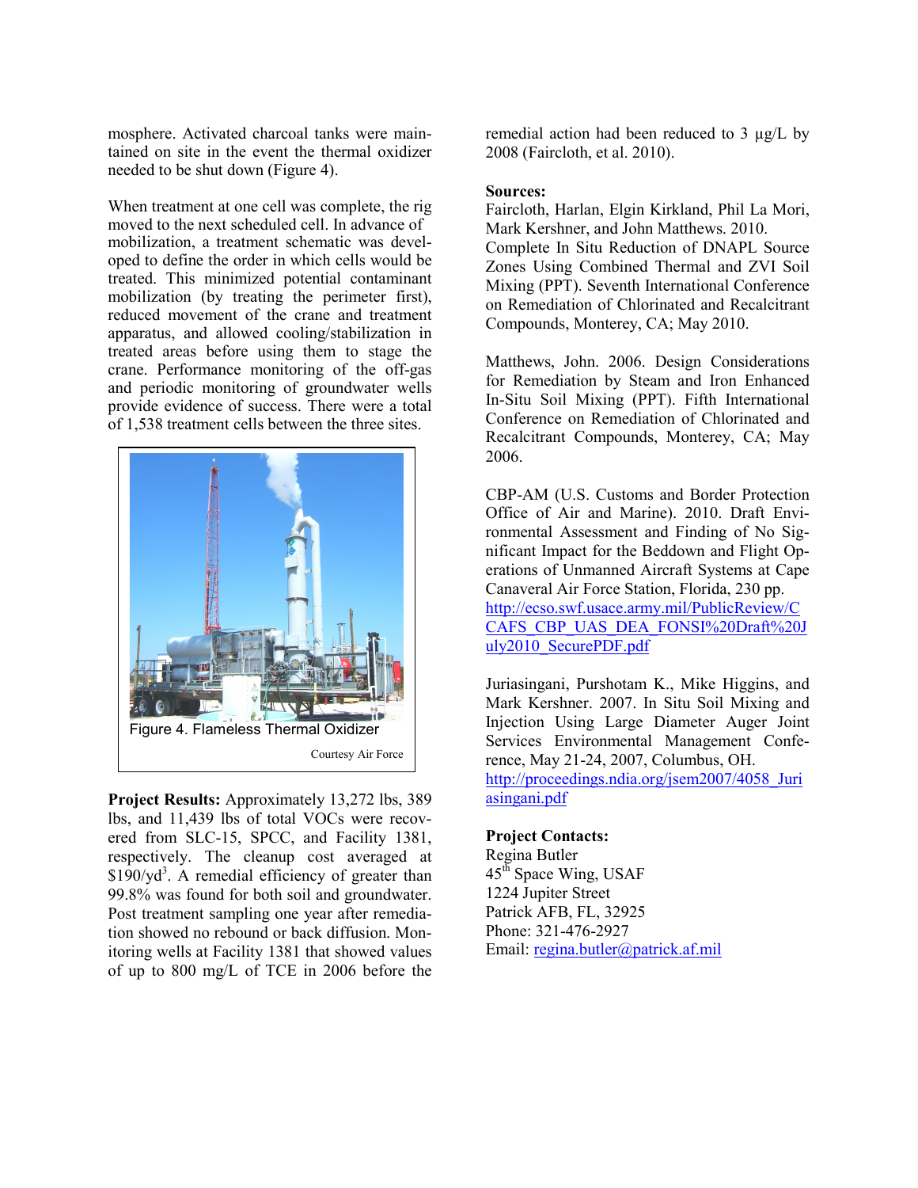mosphere. Activated charcoal tanks were maintained on site in the event the thermal oxidizer needed to be shut down (Figure 4).

When treatment at one cell was complete, the rig moved to the next scheduled cell. In advance of mobilization, a treatment schematic was developed to define the order in which cells would be treated. This minimized potential contaminant mobilization (by treating the perimeter first), reduced movement of the crane and treatment apparatus, and allowed cooling/stabilization in treated areas before using them to stage the crane. Performance monitoring of the off-gas and periodic monitoring of groundwater wells provide evidence of success. There were a total of 1,538 treatment cells between the three sites.

Figure 4. Flameless Thermal Oxidizer

Courtesy Air Force

**Project Results:** Approximately 13,272 lbs, 389 lbs, and 11,439 lbs of total VOCs were recovered from SLC-15, SPCC, and Facility 1381, respectively. The cleanup cost averaged at $190/yd^3$. A remedial efficiency of greater than 99.8% was found for both soil and groundwater. Post treatment sampling one year after remediation showed no rebound or back diffusion. Monitoring wells at Facility 1381 that showed values of up to 800 mg/L of TCE in 2006 before the remedial action had been reduced to 3 µg/L by 2008 (Faircloth, et al. 2010).

**Sources:**

Faircloth, Harlan, Elgin Kirkland, Phil La Mori, Mark Kershner, and John Matthews. 2010. Complete In Situ Reduction of DNAPL Source Zones Using Combined Thermal and ZVI Soil Mixing (PPT). Seventh International Conference on Remediation of Chlorinated and Recalcitrant Compounds, Monterey, CA; May 2010.

Matthews, John. 2006. Design Considerations for Remediation by Steam and Iron Enhanced In-Situ Soil Mixing (PPT). Fifth International Conference on Remediation of Chlorinated and Recalcitrant Compounds, Monterey, CA; May 2006.

CBP-AM (U.S. Customs and Border Protection Office of Air and Marine). 2010. Draft Environmental Assessment and Finding of No Significant Impact for the Beddown and Flight Operations of Unmanned Aircraft Systems at Cape Canaveral Air Force Station, Florida, 230 pp. http://ecso.swf.usace.army.mil/PublicReview/CCAFS_CBP_UAS_DEA_FONSI%20Draft%20July2010_SecurePDF.pdf

Juriasingani, Purshotam K., Mike Higgins, and Mark Kershner. 2007. In Situ Soil Mixing and Injection Using Large Diameter Auger Joint Services Environmental Management Conference, May 21-24, 2007, Columbus, OH. http://proceedings.ndia.org/jsem2007/4058_Juriasingani.pdf

**Project Contacts:**

Regina Butler
45th Space Wing, USAF
1224 Jupiter Street
Patrick AFB, FL, 32925
Phone: 321-476-2927
Email: regina.butler@patrick.af.mil